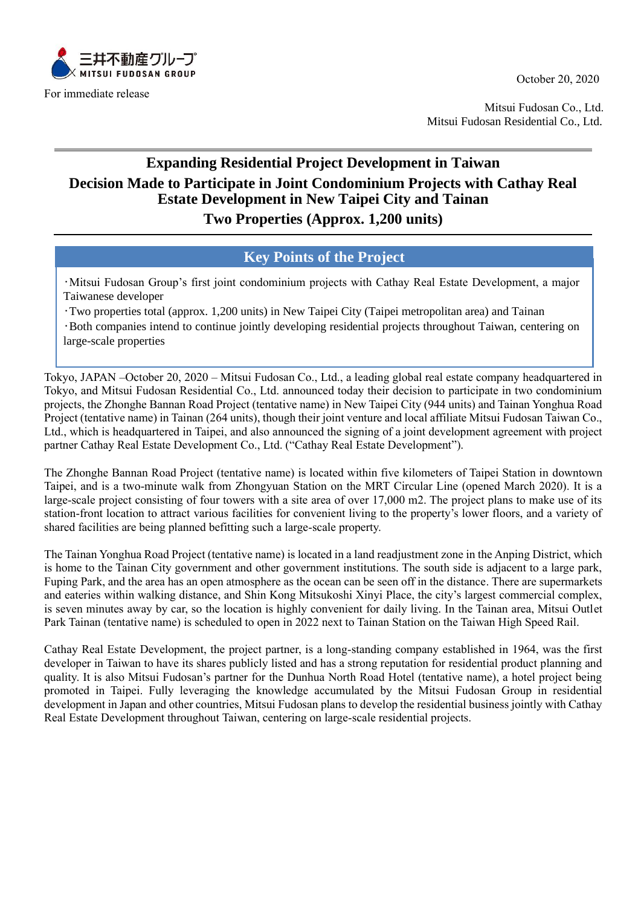三井不動産グループ
MITSUI FUDOSAN GROUP

For immediate release

October 20, 2020

Mitsui Fudosan Co., Ltd.
Mitsui Fudosan Residential Co., Ltd.

# Expanding Residential Project Development in Taiwan
## Decision Made to Participate in Joint Condominium Projects with Cathay Real Estate Development in New Taipei City and Tainan
## Two Properties (Approx. 1,200 units)

### Key Points of the Project

・Mitsui Fudosan Group's first joint condominium projects with Cathay Real Estate Development, a major Taiwanese developer
・Two properties total (approx. 1,200 units) in New Taipei City (Taipei metropolitan area) and Tainan
・Both companies intend to continue jointly developing residential projects throughout Taiwan, centering on large-scale properties

Tokyo, JAPAN –October 20, 2020 – Mitsui Fudosan Co., Ltd., a leading global real estate company headquartered in Tokyo, and Mitsui Fudosan Residential Co., Ltd. announced today their decision to participate in two condominium projects, the Zhonghe Bannan Road Project (tentative name) in New Taipei City (944 units) and Tainan Yonghua Road Project (tentative name) in Tainan (264 units), though their joint venture and local affiliate Mitsui Fudosan Taiwan Co., Ltd., which is headquartered in Taipei, and also announced the signing of a joint development agreement with project partner Cathay Real Estate Development Co., Ltd. ("Cathay Real Estate Development").

The Zhonghe Bannan Road Project (tentative name) is located within five kilometers of Taipei Station in downtown Taipei, and is a two-minute walk from Zhongyuan Station on the MRT Circular Line (opened March 2020). It is a large-scale project consisting of four towers with a site area of over 17,000 m2. The project plans to make use of its station-front location to attract various facilities for convenient living to the property's lower floors, and a variety of shared facilities are being planned befitting such a large-scale property.

The Tainan Yonghua Road Project (tentative name) is located in a land readjustment zone in the Anping District, which is home to the Tainan City government and other government institutions. The south side is adjacent to a large park, Fuping Park, and the area has an open atmosphere as the ocean can be seen off in the distance. There are supermarkets and eateries within walking distance, and Shin Kong Mitsukoshi Xinyi Place, the city's largest commercial complex, is seven minutes away by car, so the location is highly convenient for daily living. In the Tainan area, Mitsui Outlet Park Tainan (tentative name) is scheduled to open in 2022 next to Tainan Station on the Taiwan High Speed Rail.

Cathay Real Estate Development, the project partner, is a long-standing company established in 1964, was the first developer in Taiwan to have its shares publicly listed and has a strong reputation for residential product planning and quality. It is also Mitsui Fudosan's partner for the Dunhua North Road Hotel (tentative name), a hotel project being promoted in Taipei. Fully leveraging the knowledge accumulated by the Mitsui Fudosan Group in residential development in Japan and other countries, Mitsui Fudosan plans to develop the residential business jointly with Cathay Real Estate Development throughout Taiwan, centering on large-scale residential projects.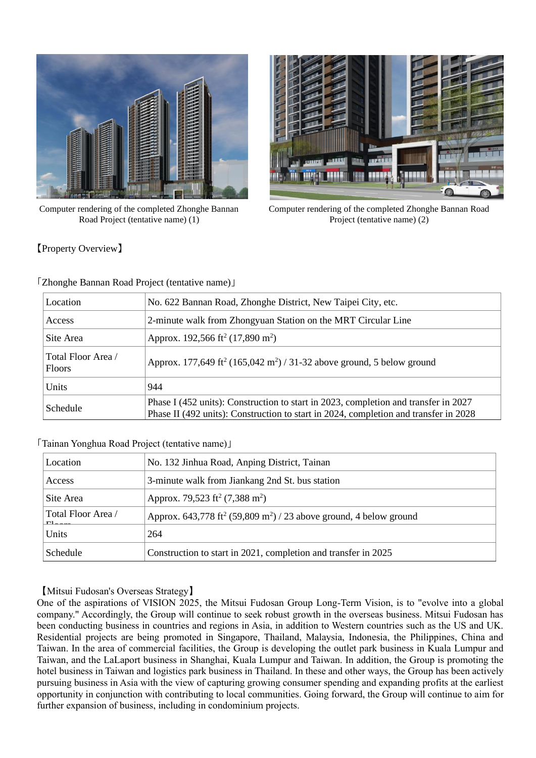Computer rendering of the completed Zhonghe Bannan Road Project (tentative name) (1)

Computer rendering of the completed Zhonghe Bannan Road Project (tentative name) (2)

【Property Overview】

「Zhonghe Bannan Road Project (tentative name)」

| Location | No. 622 Bannan Road, Zhonghe District, New Taipei City, etc. |
|---|---|
| Access | 2-minute walk from Zhongyuan Station on the MRT Circular Line |
| Site Area | Approx. 192,566 ft$^2$ (17,890 m$^2$) |
| Total Floor Area / Floors | Approx. 177,649 ft$^2$ (165,042 m$^2$) / 31-32 above ground, 5 below ground |
| Units | 944 |
| Schedule | Phase I (452 units): Construction to start in 2023, completion and transfer in 2027<br>Phase II (492 units): Construction to start in 2024, completion and transfer in 2028 |

「Tainan Yonghua Road Project (tentative name)」

| Location | No. 132 Jinhua Road, Anping District, Tainan |
|---|---|
| Access | 3-minute walk from Jiankang 2nd St. bus station |
| Site Area | Approx. 79,523 ft$^2$ (7,388 m$^2$) |
| Total Floor Area / Floors | Approx. 643,778 ft$^2$ (59,809 m$^2$) / 23 above ground, 4 below ground |
| Units | 264 |
| Schedule | Construction to start in 2021, completion and transfer in 2025 |

【Mitsui Fudosan's Overseas Strategy】

One of the aspirations of VISION 2025, the Mitsui Fudosan Group Long-Term Vision, is to "evolve into a global company." Accordingly, the Group will continue to seek robust growth in the overseas business. Mitsui Fudosan has been conducting business in countries and regions in Asia, in addition to Western countries such as the US and UK. Residential projects are being promoted in Singapore, Thailand, Malaysia, Indonesia, the Philippines, China and Taiwan. In the area of commercial facilities, the Group is developing the outlet park business in Kuala Lumpur and Taiwan, and the LaLaport business in Shanghai, Kuala Lumpur and Taiwan. In addition, the Group is promoting the hotel business in Taiwan and logistics park business in Thailand. In these and other ways, the Group has been actively pursuing business in Asia with the view of capturing growing consumer spending and expanding profits at the earliest opportunity in conjunction with contributing to local communities. Going forward, the Group will continue to aim for further expansion of business, including in condominium projects.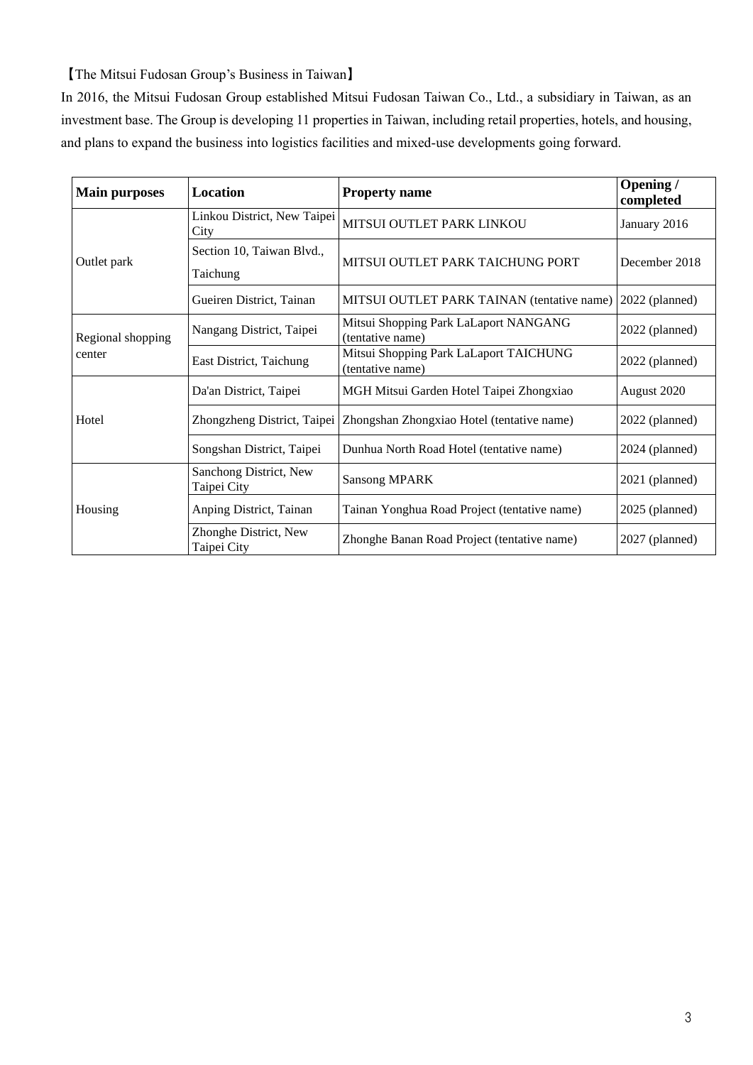【The Mitsui Fudosan Group's Business in Taiwan】

In 2016, the Mitsui Fudosan Group established Mitsui Fudosan Taiwan Co., Ltd., a subsidiary in Taiwan, as an investment base. The Group is developing 11 properties in Taiwan, including retail properties, hotels, and housing, and plans to expand the business into logistics facilities and mixed-use developments going forward.

| Main purposes | Location | Property name | Opening / completed |
|---|---|---|---|
| Outlet park | Linkou District, New Taipei City | MITSUI OUTLET PARK LINKOU | January 2016 |
| | Section 10, Taiwan Blvd., Taichung | MITSUI OUTLET PARK TAICHUNG PORT | December 2018 |
| | Gueiren District, Tainan | MITSUI OUTLET PARK TAINAN (tentative name) | 2022 (planned) |
| Regional shopping center | Nangang District, Taipei | Mitsui Shopping Park LaLaport NANGANG (tentative name) | 2022 (planned) |
| | East District, Taichung | Mitsui Shopping Park LaLaport TAICHUNG (tentative name) | 2022 (planned) |
| Hotel | Da'an District, Taipei | MGH Mitsui Garden Hotel Taipei Zhongxiao | August 2020 |
| | Zhongzheng District, Taipei | Zhongshan Zhongxiao Hotel (tentative name) | 2022 (planned) |
| | Songshan District, Taipei | Dunhua North Road Hotel (tentative name) | 2024 (planned) |
| Housing | Sanchong District, New Taipei City | Sansong MPARK | 2021 (planned) |
| | Anping District, Tainan | Tainan Yonghua Road Project (tentative name) | 2025 (planned) |
| | Zhonghe District, New Taipei City | Zhonghe Banan Road Project (tentative name) | 2027 (planned) |